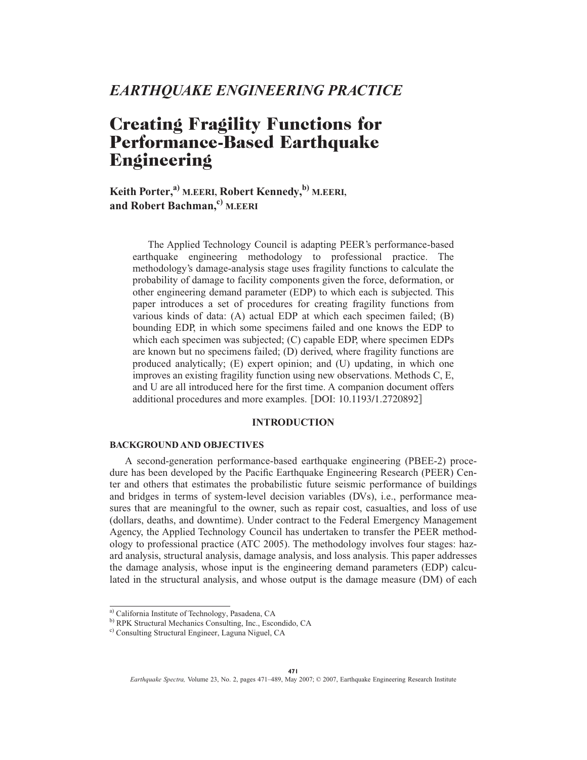*EARTHQUAKE ENGINEERING PRACTICE*

# Creating Fragility Functions for Performance-Based Earthquake Engineering

**Keith Porter,[a) ] M.EERI, Robert Kennedy,[b) ] M.EERI, and Robert Bachman,[c) ] M.EERI**

The Applied Technology Council is adapting PEER's performance-based earthquake engineering methodology to professional practice. The methodology's damage-analysis stage uses fragility functions to calculate the probability of damage to facility components given the force, deformation, or other engineering demand parameter (EDP) to which each is subjected. This paper introduces a set of procedures for creating fragility functions from various kinds of data: (A) actual EDP at which each specimen failed; (B) bounding EDP, in which some specimens failed and one knows the EDP to which each specimen was subjected; (C) capable EDP, where specimen EDPs are known but no specimens failed; (D) derived, where fragility functions are produced analytically; (E) expert opinion; and (U) updating, in which one improves an existing fragility function using new observations. Methods C, E, and U are all introduced here for the first time. A companion document offers additional procedures and more examples. [DOI: 10.1193/1.2720892]

## INTRODUCTION

### BACKGROUND AND OBJECTIVES

A second-generation performance-based earthquake engineering (PBEE-2) procedure has been developed by the Pacific Earthquake Engineering Research (PEER) Center and others that estimates the probabilistic future seismic performance of buildings and bridges in terms of system-level decision variables (DVs), i.e., performance measures that are meaningful to the owner, such as repair cost, casualties, and loss of use (dollars, deaths, and downtime). Under contract to the Federal Emergency Management Agency, the Applied Technology Council has undertaken to transfer the PEER methodology to professional practice (ATC 2005). The methodology involves four stages: hazard analysis, structural analysis, damage analysis, and loss analysis. This paper addresses the damage analysis, whose input is the engineering demand parameters (EDP) calculated in the structural analysis, and whose output is the damage measure (DM) of each

---

[a)] California Institute of Technology, Pasadena, CA

[b)] RPK Structural Mechanics Consulting, Inc., Escondido, CA

[c)] Consulting Structural Engineer, Laguna Niguel, CA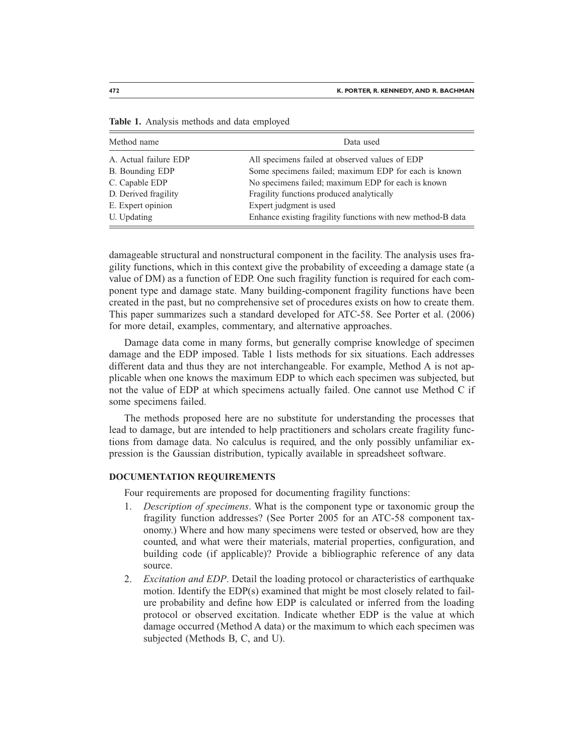**Table 1.** Analysis methods and data employed

| Method name | Data used |
|---|---|
| A. Actual failure EDP | All specimens failed at observed values of EDP |
| B. Bounding EDP | Some specimens failed; maximum EDP for each is known |
| C. Capable EDP | No specimens failed; maximum EDP for each is known |
| D. Derived fragility | Fragility functions produced analytically |
| E. Expert opinion | Expert judgment is used |
| U. Updating | Enhance existing fragility functions with new method-B data |

damageable structural and nonstructural component in the facility. The analysis uses fragility functions, which in this context give the probability of exceeding a damage state (a value of DM) as a function of EDP. One such fragility function is required for each component type and damage state. Many building-component fragility functions have been created in the past, but no comprehensive set of procedures exists on how to create them. This paper summarizes such a standard developed for ATC-58. See Porter et al. (2006) for more detail, examples, commentary, and alternative approaches.

Damage data come in many forms, but generally comprise knowledge of specimen damage and the EDP imposed. Table 1 lists methods for six situations. Each addresses different data and thus they are not interchangeable. For example, Method A is not applicable when one knows the maximum EDP to which each specimen was subjected, but not the value of EDP at which specimens actually failed. One cannot use Method C if some specimens failed.

The methods proposed here are no substitute for understanding the processes that lead to damage, but are intended to help practitioners and scholars create fragility functions from damage data. No calculus is required, and the only possibly unfamiliar expression is the Gaussian distribution, typically available in spreadsheet software.

## DOCUMENTATION REQUIREMENTS

Four requirements are proposed for documenting fragility functions:

1. *Description of specimens*. What is the component type or taxonomic group the fragility function addresses? (See Porter 2005 for an ATC-58 component taxonomy.) Where and how many specimens were tested or observed, how are they counted, and what were their materials, material properties, configuration, and building code (if applicable)? Provide a bibliographic reference of any data source.
2. *Excitation and EDP*. Detail the loading protocol or characteristics of earthquake motion. Identify the EDP(s) examined that might be most closely related to failure probability and define how EDP is calculated or inferred from the loading protocol or observed excitation. Indicate whether EDP is the value at which damage occurred (Method A data) or the maximum to which each specimen was subjected (Methods B, C, and U).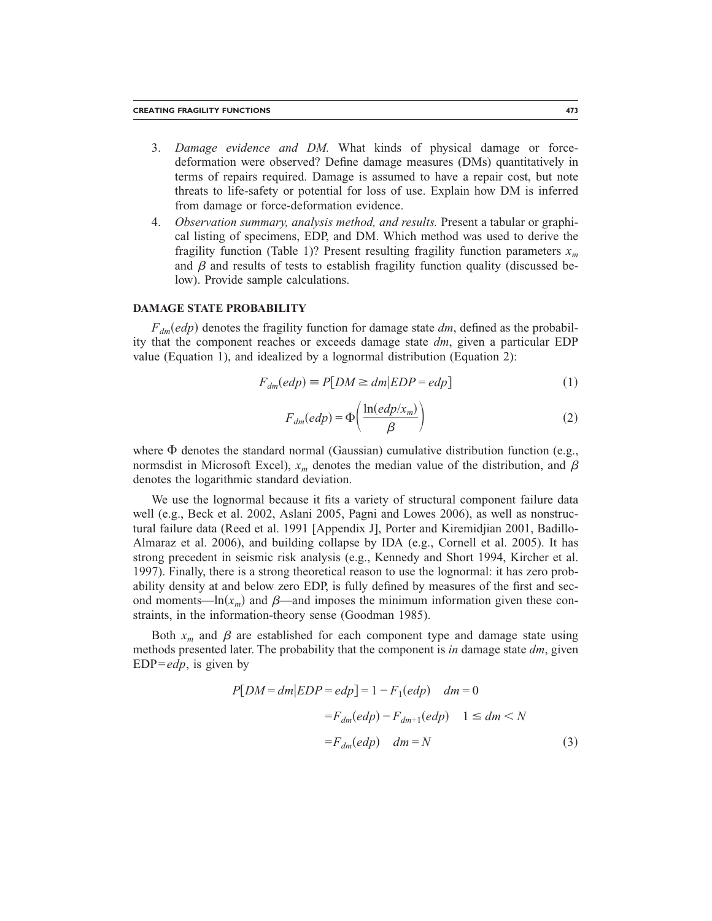3. *Damage evidence and DM.* What kinds of physical damage or force-deformation were observed? Define damage measures (DMs) quantitatively in terms of repairs required. Damage is assumed to have a repair cost, but note threats to life-safety or potential for loss of use. Explain how DM is inferred from damage or force-deformation evidence.
4. *Observation summary, analysis method, and results.* Present a tabular or graphical listing of specimens, EDP, and DM. Which method was used to derive the fragility function (Table 1)? Present resulting fragility function parameters $x_m$ and $\beta$ and results of tests to establish fragility function quality (discussed below). Provide sample calculations.

## DAMAGE STATE PROBABILITY

$F_{dm}(edp)$ denotes the fragility function for damage state $dm$, defined as the probability that the component reaches or exceeds damage state $dm$, given a particular EDP value (Equation 1), and idealized by a lognormal distribution (Equation 2):

$$F_{dm}(edp) \equiv P[DM \geq dm | EDP = edp] \tag{1}$$

$$F_{dm}(edp) = \Phi\left(\frac{\ln(edp/x_m)}{\beta}\right) \tag{2}$$

where $\Phi$ denotes the standard normal (Gaussian) cumulative distribution function (e.g., normsdist in Microsoft Excel), $x_m$ denotes the median value of the distribution, and $\beta$ denotes the logarithmic standard deviation.

We use the lognormal because it fits a variety of structural component failure data well (e.g., Beck et al. 2002, Aslani 2005, Pagni and Lowes 2006), as well as nonstructural failure data (Reed et al. 1991 [Appendix J], Porter and Kiremidjian 2001, Badillo-Almaraz et al. 2006), and building collapse by IDA (e.g., Cornell et al. 2005). It has strong precedent in seismic risk analysis (e.g., Kennedy and Short 1994, Kircher et al. 1997). Finally, there is a strong theoretical reason to use the lognormal: it has zero probability density at and below zero EDP, is fully defined by measures of the first and second moments—$\ln(x_m)$ and $\beta$—and imposes the minimum information given these constraints, in the information-theory sense (Goodman 1985).

Both $x_m$ and $\beta$ are established for each component type and damage state using methods presented later. The probability that the component is *in* damage state $dm$, given EDP=$edp$, is given by

$$
\begin{aligned}
P[DM = dm | EDP = edp] &= 1 - F_1(edp) \quad dm = 0 \\
&= F_{dm}(edp) - F_{dm+1}(edp) \quad 1 \leq dm < N \\
&= F_{dm}(edp) \quad dm = N
\end{aligned} \tag{3}
$$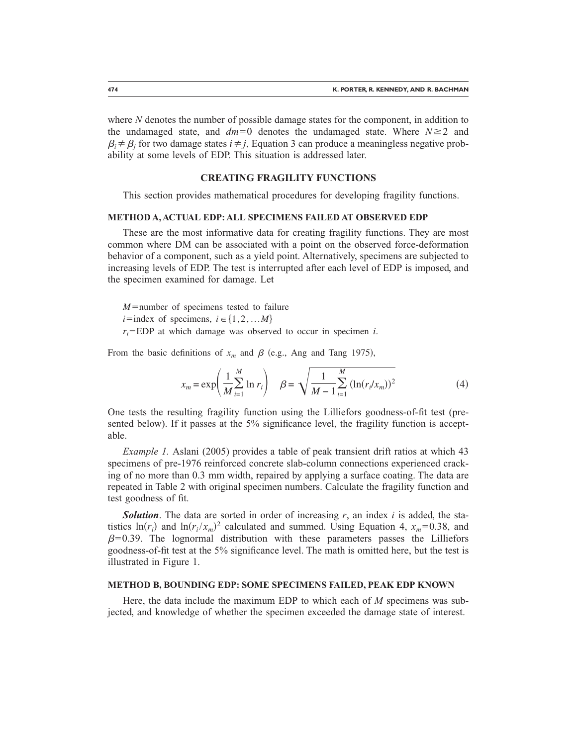where $N$ denotes the number of possible damage states for the component, in addition to the undamaged state, and $dm=0$ denotes the undamaged state. Where $N \geq 2$ and $\beta_i \neq \beta_j$ for two damage states $i \neq j$, Equation 3 can produce a meaningless negative probability at some levels of EDP. This situation is addressed later.

## CREATING FRAGILITY FUNCTIONS

This section provides mathematical procedures for developing fragility functions.

### METHOD A, ACTUAL EDP: ALL SPECIMENS FAILED AT OBSERVED EDP

These are the most informative data for creating fragility functions. They are most common where DM can be associated with a point on the observed force-deformation behavior of a component, such as a yield point. Alternatively, specimens are subjected to increasing levels of EDP. The test is interrupted after each level of EDP is imposed, and the specimen examined for damage. Let

$M$=number of specimens tested to failure
$i$=index of specimens, $i \in \{1, 2, \ldots M\}$
$r_i$=EDP at which damage was observed to occur in specimen $i$.

From the basic definitions of $x_m$ and $\beta$ (e.g., Ang and Tang 1975),

$$x_m = \exp\left(\frac{1}{M}\sum_{i=1}^{M} \ln r_i\right) \quad \beta = \sqrt{\frac{1}{M-1}\sum_{i=1}^{M} (\ln(r_i/x_m))^2} \tag{4}$$

One tests the resulting fragility function using the Lilliefors goodness-of-fit test (presented below). If it passes at the 5% significance level, the fragility function is acceptable.

*Example 1.* Aslani (2005) provides a table of peak transient drift ratios at which 43 specimens of pre-1976 reinforced concrete slab-column connections experienced cracking of no more than 0.3 mm width, repaired by applying a surface coating. The data are repeated in Table 2 with original specimen numbers. Calculate the fragility function and test goodness of fit.

***Solution***. The data are sorted in order of increasing $r$, an index $i$ is added, the statistics $\ln(r_i)$ and $\ln(r_i/x_m)^2$ calculated and summed. Using Equation 4, $x_m=0.38$, and $\beta=0.39$. The lognormal distribution with these parameters passes the Lilliefors goodness-of-fit test at the 5% significance level. The math is omitted here, but the test is illustrated in Figure 1.

### METHOD B, BOUNDING EDP: SOME SPECIMENS FAILED, PEAK EDP KNOWN

Here, the data include the maximum EDP to which each of $M$ specimens was subjected, and knowledge of whether the specimen exceeded the damage state of interest.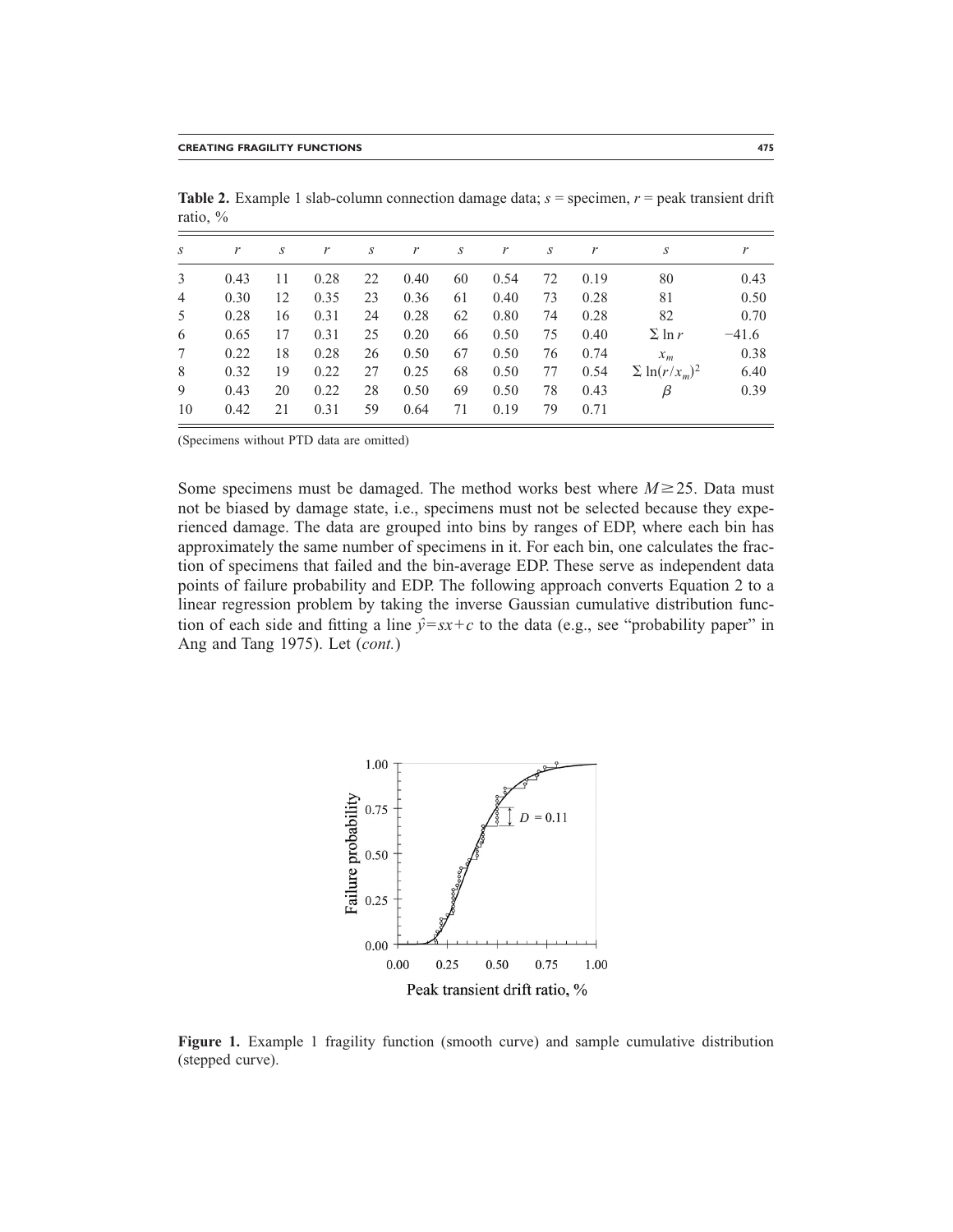**Table 2.** Example 1 slab-column connection damage data; $s$ = specimen, $r$ = peak transient drift ratio, %

| $s$ | $r$ | $s$ | $r$ | $s$ | $r$ | $s$ | $r$ | $s$ | $r$ | $s$ | $r$ |
|---|---|---|---|---|---|---|---|---|---|---|---|
| 3 | 0.43 | 11 | 0.28 | 22 | 0.40 | 60 | 0.54 | 72 | 0.19 | 80 | 0.43 |
| 4 | 0.30 | 12 | 0.35 | 23 | 0.36 | 61 | 0.40 | 73 | 0.28 | 81 | 0.50 |
| 5 | 0.28 | 16 | 0.31 | 24 | 0.28 | 62 | 0.80 | 74 | 0.28 | 82 | 0.70 |
| 6 | 0.65 | 17 | 0.31 | 25 | 0.20 | 66 | 0.50 | 75 | 0.40 | $\Sigma \ln r$ | −41.6 |
| 7 | 0.22 | 18 | 0.28 | 26 | 0.50 | 67 | 0.50 | 76 | 0.74 | $x_m$ | 0.38 |
| 8 | 0.32 | 19 | 0.22 | 27 | 0.25 | 68 | 0.50 | 77 | 0.54 | $\Sigma \ln(r/x_m)^2$ | 6.40 |
| 9 | 0.43 | 20 | 0.22 | 28 | 0.50 | 69 | 0.50 | 78 | 0.43 | $\beta$ | 0.39 |
| 10 | 0.42 | 21 | 0.31 | 59 | 0.64 | 71 | 0.19 | 79 | 0.71 | | |

(Specimens without PTD data are omitted)

Some specimens must be damaged. The method works best where $M \geq 25$. Data must not be biased by damage state, i.e., specimens must not be selected because they experienced damage. The data are grouped into bins by ranges of EDP, where each bin has approximately the same number of specimens in it. For each bin, one calculates the fraction of specimens that failed and the bin-average EDP. These serve as independent data points of failure probability and EDP. The following approach converts Equation 2 to a linear regression problem by taking the inverse Gaussian cumulative distribution function of each side and fitting a line $\hat{y}=sx+c$ to the data (e.g., see "probability paper" in Ang and Tang 1975). Let (*cont.*)

**Figure 1.** Example 1 fragility function (smooth curve) and sample cumulative distribution (stepped curve).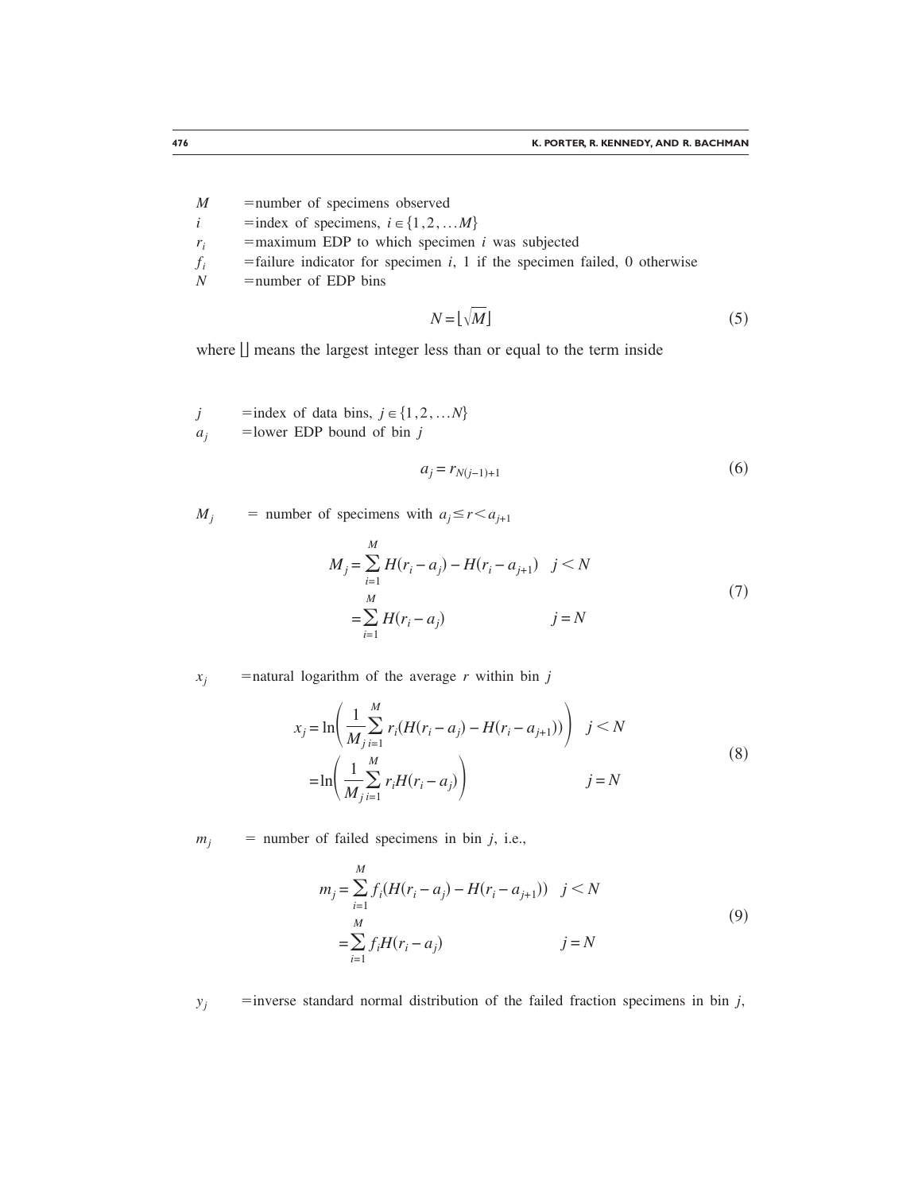$M$ = number of specimens observed

$i$ = index of specimens, $i \in \{1, 2, \ldots M\}$

$r_i$ = maximum EDP to which specimen $i$ was subjected

$f_i$ = failure indicator for specimen $i$, 1 if the specimen failed, 0 otherwise

$N$ = number of EDP bins

$$N = \lfloor \sqrt{M} \rfloor \tag{5}$$

where $\lfloor\rfloor$ means the largest integer less than or equal to the term inside

$j$ = index of data bins, $j \in \{1, 2, \ldots N\}$

$a_j$ = lower EDP bound of bin $j$

$$a_j = r_{N(j-1)+1} \tag{6}$$

$M_j$ = number of specimens with $a_j \leq r < a_{j+1}$

$$\begin{aligned} M_j &= \sum_{i=1}^{M} H(r_i - a_j) - H(r_i - a_{j+1}) \quad & j < N \\ &= \sum_{i=1}^{M} H(r_i - a_j) & j = N \end{aligned} \tag{7}$$

$x_j$ = natural logarithm of the average $r$ within bin $j$

$$\begin{aligned} x_j &= \ln\left(\frac{1}{M_j}\sum_{i=1}^{M} r_i(H(r_i - a_j) - H(r_i - a_{j+1}))\right) \quad & j < N \\ &= \ln\left(\frac{1}{M_j}\sum_{i=1}^{M} r_i H(r_i - a_j)\right) & j = N \end{aligned} \tag{8}$$

$m_j$ = number of failed specimens in bin $j$, i.e.,

$$\begin{aligned} m_j &= \sum_{i=1}^{M} f_i(H(r_i - a_j) - H(r_i - a_{j+1})) \quad & j < N \\ &= \sum_{i=1}^{M} f_i H(r_i - a_j) & j = N \end{aligned} \tag{9}$$

$y_j$ = inverse standard normal distribution of the failed fraction specimens in bin $j$,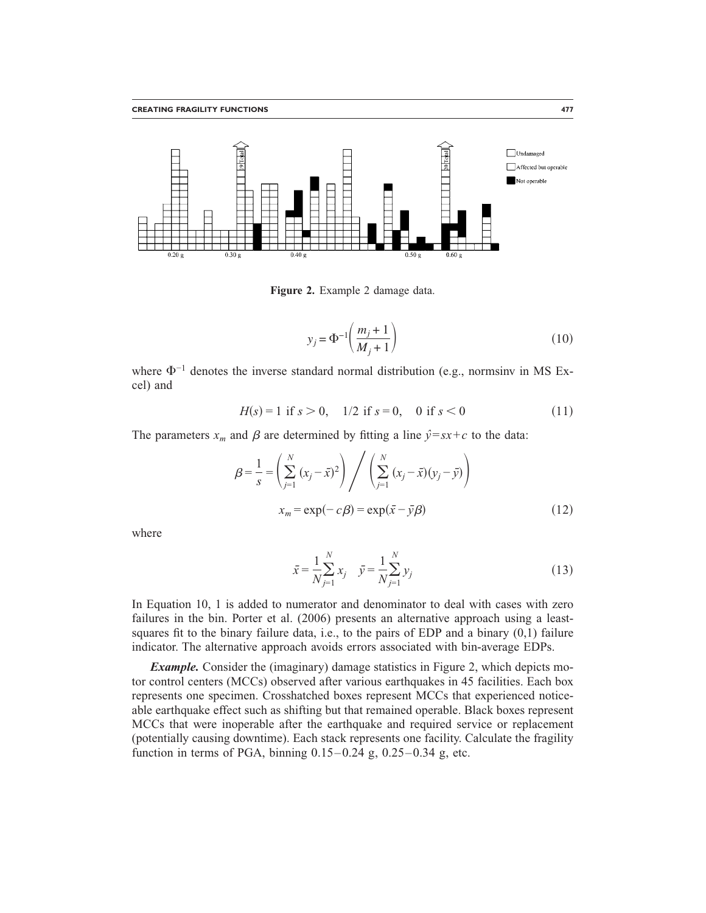Figure 2. Example 2 damage data.

$$y_j = \Phi^{-1}\left(\frac{m_j + 1}{M_j + 1}\right) \tag{10}$$

where $\Phi^{-1}$ denotes the inverse standard normal distribution (e.g., normsinv in MS Excel) and

$$H(s) = 1 \text{ if } s > 0, \quad 1/2 \text{ if } s = 0, \quad 0 \text{ if } s < 0 \tag{11}$$

The parameters $x_m$ and $\beta$ are determined by fitting a line $\hat{y} = sx + c$ to the data:

$$\beta = \frac{1}{s} = \left(\sum_{j=1}^{N} (x_j - \bar{x})^2\right) \Bigg/ \left(\sum_{j=1}^{N} (x_j - \bar{x})(y_j - \bar{y})\right)$$

$$x_m = \exp(-c\beta) = \exp(\bar{x} - \bar{y}\beta) \tag{12}$$

where

$$\bar{x} = \frac{1}{N}\sum_{j=1}^{N} x_j \quad \bar{y} = \frac{1}{N}\sum_{j=1}^{N} y_j \tag{13}$$

In Equation 10, 1 is added to numerator and denominator to deal with cases with zero failures in the bin. Porter et al. (2006) presents an alternative approach using a least-squares fit to the binary failure data, i.e., to the pairs of EDP and a binary (0,1) failure indicator. The alternative approach avoids errors associated with bin-average EDPs.

***Example.*** Consider the (imaginary) damage statistics in Figure 2, which depicts motor control centers (MCCs) observed after various earthquakes in 45 facilities. Each box represents one specimen. Crosshatched boxes represent MCCs that experienced noticeable earthquake effect such as shifting but that remained operable. Black boxes represent MCCs that were inoperable after the earthquake and required service or replacement (potentially causing downtime). Each stack represents one facility. Calculate the fragility function in terms of PGA, binning 0.15–0.24 g, 0.25–0.34 g, etc.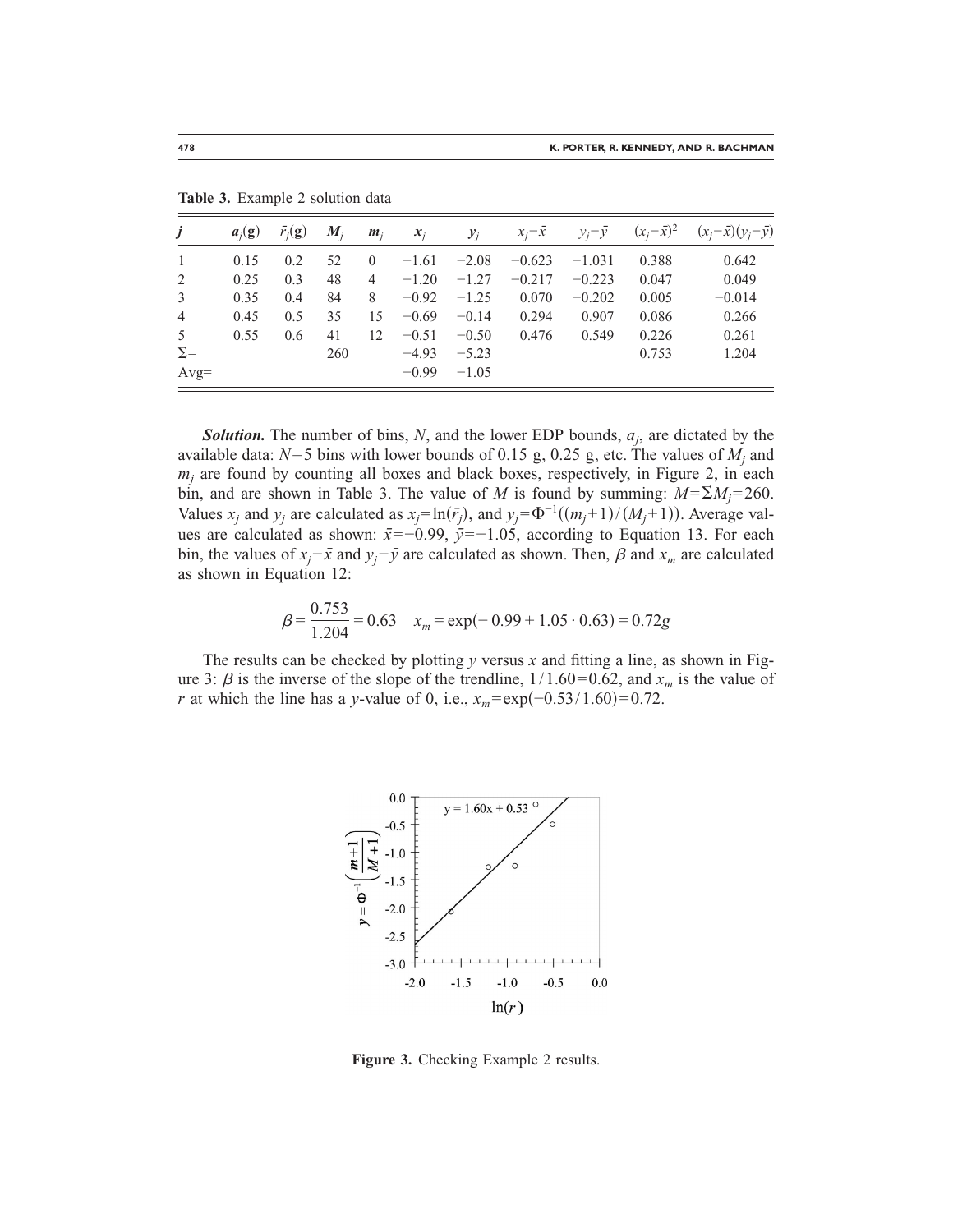**Table 3.** Example 2 solution data

| $j$ | $a_j$(g) | $\bar{r}_j$(g) | $M_j$ | $m_j$ | $x_j$ | $y_j$ | $x_j-\bar{x}$ | $y_j-\bar{y}$ | $(x_j-\bar{x})^2$ | $(x_j-\bar{x})(y_j-\bar{y})$ |
|---|---|---|---|---|---|---|---|---|---|---|
| 1 | 0.15 | 0.2 | 52 | 0 | −1.61 | −2.08 | −0.623 | −1.031 | 0.388 | 0.642 |
| 2 | 0.25 | 0.3 | 48 | 4 | −1.20 | −1.27 | −0.217 | −0.223 | 0.047 | 0.049 |
| 3 | 0.35 | 0.4 | 84 | 8 | −0.92 | −1.25 | 0.070 | −0.202 | 0.005 | −0.014 |
| 4 | 0.45 | 0.5 | 35 | 15 | −0.69 | −0.14 | 0.294 | 0.907 | 0.086 | 0.266 |
| 5 | 0.55 | 0.6 | 41 | 12 | −0.51 | −0.50 | 0.476 | 0.549 | 0.226 | 0.261 |
| Σ= | | | 260 | | −4.93 | −5.23 | | | 0.753 | 1.204 |
| Avg= | | | | | −0.99 | −1.05 | | | | |

***Solution.*** The number of bins, $N$, and the lower EDP bounds, $a_j$, are dictated by the available data: $N=5$ bins with lower bounds of 0.15 g, 0.25 g, etc. The values of $M_j$ and $m_j$ are found by counting all boxes and black boxes, respectively, in Figure 2, in each bin, and are shown in Table 3. The value of $M$ is found by summing: $M=\Sigma M_j=260$. Values $x_j$ and $y_j$ are calculated as $x_j=\ln(\bar{r}_j)$, and $y_j=\Phi^{-1}((m_j+1)/(M_j+1))$. Average values are calculated as shown: $\bar{x}=-0.99$, $\bar{y}=-1.05$, according to Equation 13. For each bin, the values of $x_j-\bar{x}$ and $y_j-\bar{y}$ are calculated as shown. Then, $\beta$ and $x_m$ are calculated as shown in Equation 12:

$$\beta = \frac{0.753}{1.204} = 0.63 \quad x_m = \exp(-0.99 + 1.05 \cdot 0.63) = 0.72g$$

The results can be checked by plotting $y$ versus $x$ and fitting a line, as shown in Figure 3: $\beta$ is the inverse of the slope of the trendline, $1/1.60=0.62$, and $x_m$ is the value of $r$ at which the line has a $y$-value of 0, i.e., $x_m=\exp(-0.53/1.60)=0.72$.

**Figure 3.** Checking Example 2 results.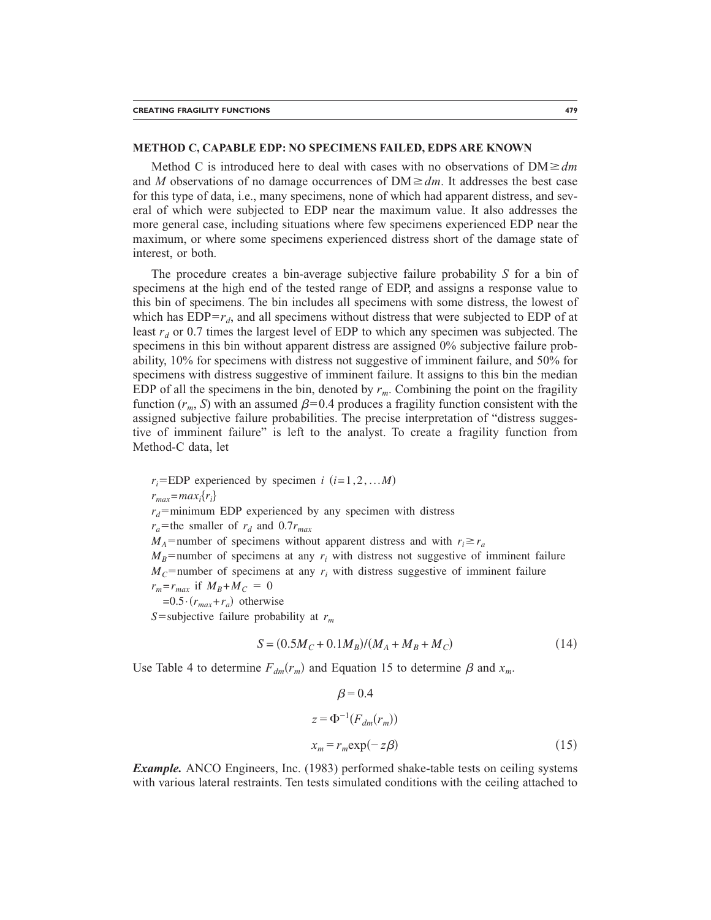## METHOD C, CAPABLE EDP: NO SPECIMENS FAILED, EDPS ARE KNOWN

Method C is introduced here to deal with cases with no observations of $DM \geq dm$ and $M$ observations of no damage occurrences of $DM \geq dm$. It addresses the best case for this type of data, i.e., many specimens, none of which had apparent distress, and several of which were subjected to EDP near the maximum value. It also addresses the more general case, including situations where few specimens experienced EDP near the maximum, or where some specimens experienced distress short of the damage state of interest, or both.

The procedure creates a bin-average subjective failure probability $S$ for a bin of specimens at the high end of the tested range of EDP, and assigns a response value to this bin of specimens. The bin includes all specimens with some distress, the lowest of which has $EDP = r_d$, and all specimens without distress that were subjected to EDP of at least $r_d$ or 0.7 times the largest level of EDP to which any specimen was subjected. The specimens in this bin without apparent distress are assigned 0% subjective failure probability, 10% for specimens with distress not suggestive of imminent failure, and 50% for specimens with distress suggestive of imminent failure. It assigns to this bin the median EDP of all the specimens in the bin, denoted by $r_m$. Combining the point on the fragility function $(r_m, S)$ with an assumed $\beta = 0.4$ produces a fragility function consistent with the assigned subjective failure probabilities. The precise interpretation of "distress suggestive of imminent failure" is left to the analyst. To create a fragility function from Method-C data, let

$r_i$ = EDP experienced by specimen $i$ $(i = 1, 2, \ldots M)$

$r_{max} = max_i\{r_i\}$

$r_d$ = minimum EDP experienced by any specimen with distress

$r_a$ = the smaller of $r_d$ and $0.7 r_{max}$

$M_A$ = number of specimens without apparent distress and with $r_i \geq r_a$

$M_B$ = number of specimens at any $r_i$ with distress not suggestive of imminent failure

$M_C$ = number of specimens at any $r_i$ with distress suggestive of imminent failure

$r_m = r_{max}$ if $M_B + M_C = 0$

$\quad = 0.5 \cdot (r_{max} + r_a)$ otherwise

$S$ = subjective failure probability at $r_m$

$$S = (0.5 M_C + 0.1 M_B)/(M_A + M_B + M_C) \tag{14}$$

Use Table 4 to determine $F_{dm}(r_m)$ and Equation 15 to determine $\beta$ and $x_m$.

$$\beta = 0.4$$

$$z = \Phi^{-1}(F_{dm}(r_m))$$

$$x_m = r_m \exp(-z\beta) \tag{15}$$

***Example.*** ANCO Engineers, Inc. (1983) performed shake-table tests on ceiling systems with various lateral restraints. Ten tests simulated conditions with the ceiling attached to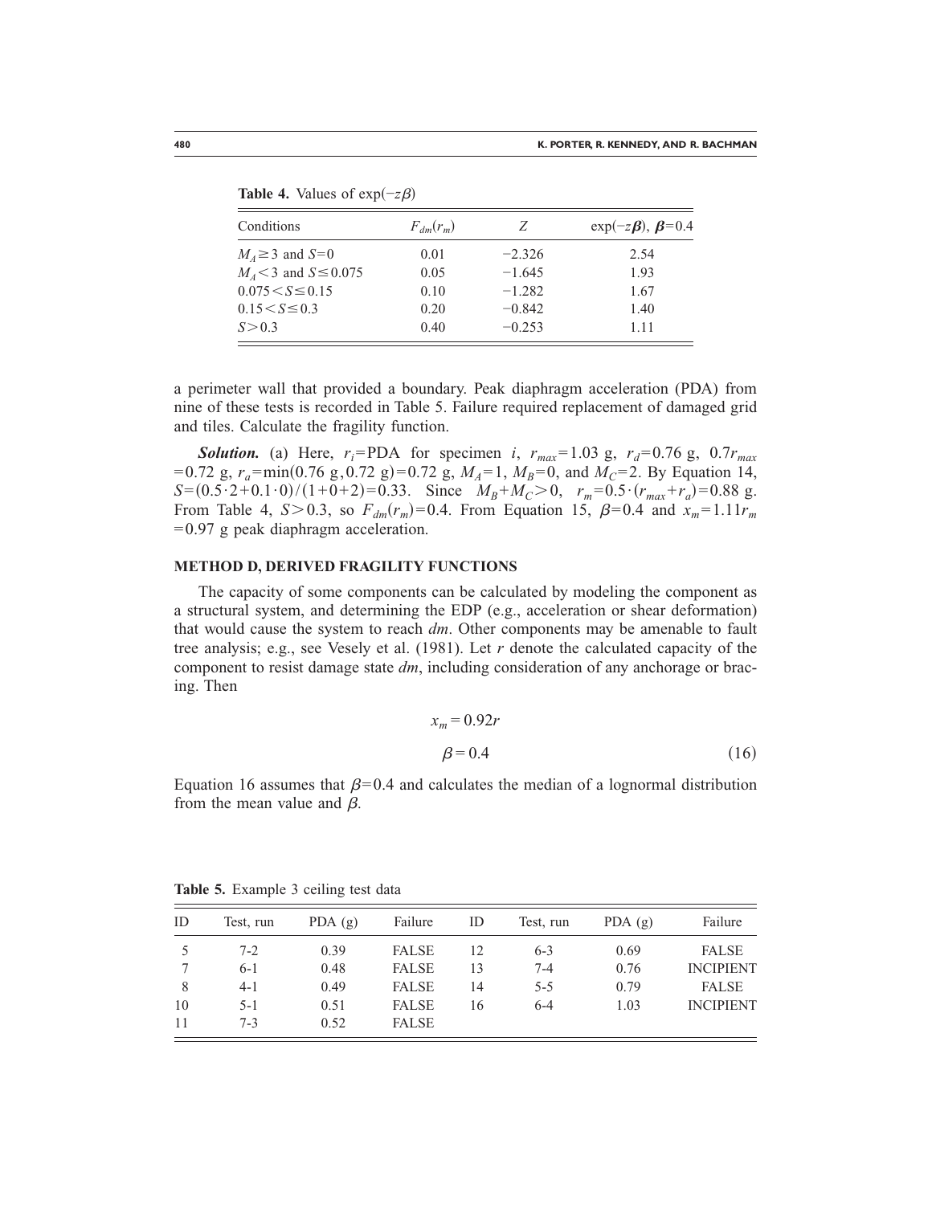**Table 4.** Values of $\exp(-z\beta)$

| Conditions | $F_{dm}(r_m)$ | $Z$ | $\exp(-z\boldsymbol{\beta})$, $\boldsymbol{\beta}=0.4$ |
|---|---|---|---|
| $M_A \geq 3$ and $S=0$ | 0.01 | −2.326 | 2.54 |
| $M_A < 3$ and $S \leq 0.075$ | 0.05 | −1.645 | 1.93 |
| $0.075 < S \leq 0.15$ | 0.10 | −1.282 | 1.67 |
| $0.15 < S \leq 0.3$ | 0.20 | −0.842 | 1.40 |
| $S > 0.3$ | 0.40 | −0.253 | 1.11 |

a perimeter wall that provided a boundary. Peak diaphragm acceleration (PDA) from nine of these tests is recorded in Table 5. Failure required replacement of damaged grid and tiles. Calculate the fragility function.

***Solution.*** (a) Here, $r_i$=PDA for specimen $i$, $r_{max}=1.03$ g, $r_d=0.76$ g, $0.7r_{max}=0.72$ g, $r_a=\min(0.76\text{ g}, 0.72\text{ g})=0.72$ g, $M_A=1$, $M_B=0$, and $M_C=2$. By Equation 14, $S=(0.5\cdot 2+0.1\cdot 0)/(1+0+2)=0.33$. Since $M_B+M_C>0$, $r_m=0.5\cdot(r_{max}+r_a)=0.88$ g. From Table 4, $S>0.3$, so $F_{dm}(r_m)=0.4$. From Equation 15, $\beta=0.4$ and $x_m=1.11r_m=0.97$ g peak diaphragm acceleration.

## METHOD D, DERIVED FRAGILITY FUNCTIONS

The capacity of some components can be calculated by modeling the component as a structural system, and determining the EDP (e.g., acceleration or shear deformation) that would cause the system to reach $dm$. Other components may be amenable to fault tree analysis; e.g., see Vesely et al. (1981). Let $r$ denote the calculated capacity of the component to resist damage state $dm$, including consideration of any anchorage or bracing. Then

$$x_m = 0.92r$$
$$\beta = 0.4 \tag{16}$$

Equation 16 assumes that $\beta=0.4$ and calculates the median of a lognormal distribution from the mean value and $\beta$.

**Table 5.** Example 3 ceiling test data

| ID | Test, run | PDA (g) | Failure | ID | Test, run | PDA (g) | Failure |
|---|---|---|---|---|---|---|---|
| 5 | 7-2 | 0.39 | FALSE | 12 | 6-3 | 0.69 | FALSE |
| 7 | 6-1 | 0.48 | FALSE | 13 | 7-4 | 0.76 | INCIPIENT |
| 8 | 4-1 | 0.49 | FALSE | 14 | 5-5 | 0.79 | FALSE |
| 10 | 5-1 | 0.51 | FALSE | 16 | 6-4 | 1.03 | INCIPIENT |
| 11 | 7-3 | 0.52 | FALSE | | | | |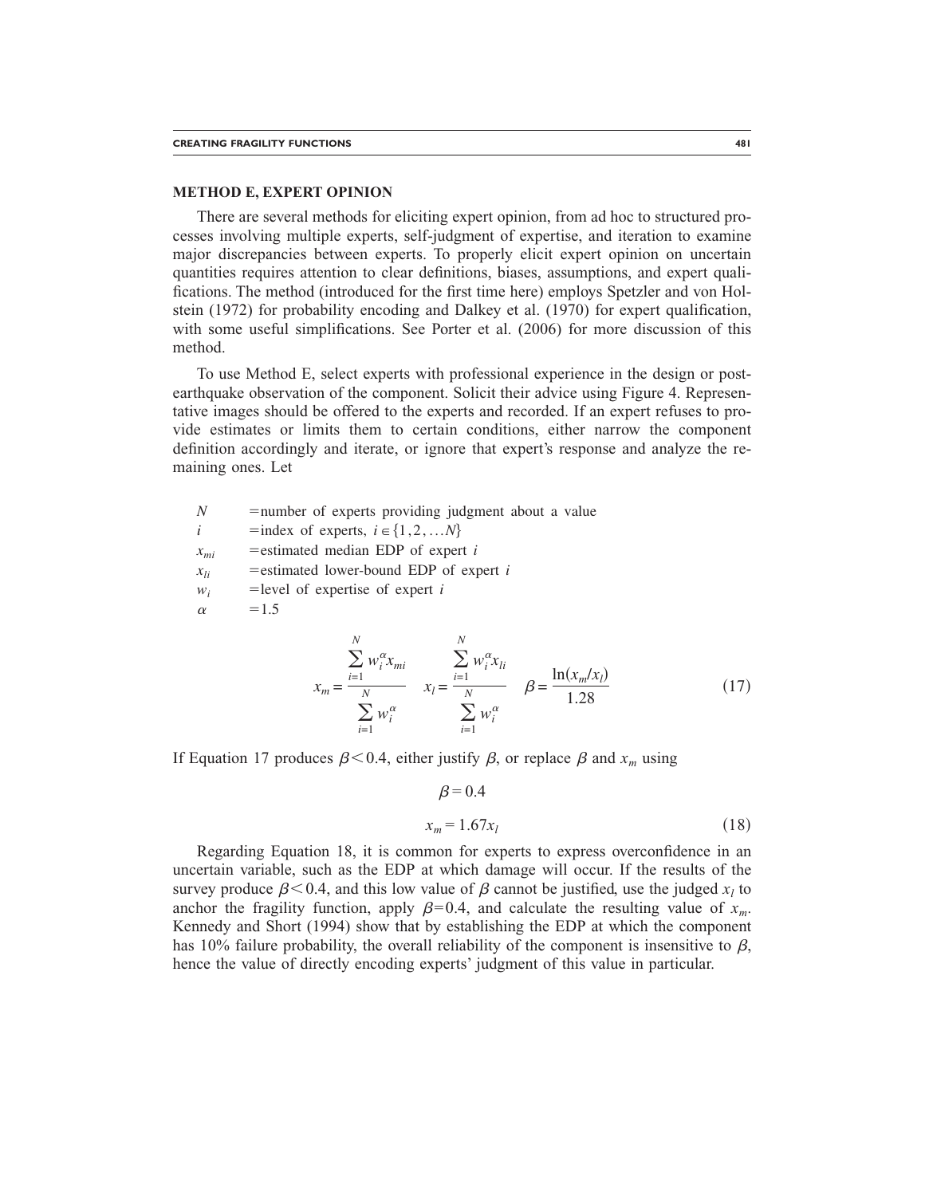## METHOD E, EXPERT OPINION

There are several methods for eliciting expert opinion, from ad hoc to structured processes involving multiple experts, self-judgment of expertise, and iteration to examine major discrepancies between experts. To properly elicit expert opinion on uncertain quantities requires attention to clear definitions, biases, assumptions, and expert qualifications. The method (introduced for the first time here) employs Spetzler and von Holstein (1972) for probability encoding and Dalkey et al. (1970) for expert qualification, with some useful simplifications. See Porter et al. (2006) for more discussion of this method.

To use Method E, select experts with professional experience in the design or post-earthquake observation of the component. Solicit their advice using Figure 4. Representative images should be offered to the experts and recorded. If an expert refuses to provide estimates or limits them to certain conditions, either narrow the component definition accordingly and iterate, or ignore that expert's response and analyze the remaining ones. Let

$N$ = number of experts providing judgment about a value

$i$ = index of experts, $i \in \{1, 2, \ldots N\}$

$x_{mi}$ = estimated median EDP of expert $i$

$x_{li}$ = estimated lower-bound EDP of expert $i$

$w_i$ = level of expertise of expert $i$

$\alpha$ = 1.5

$$x_m = \frac{\sum_{i=1}^{N} w_i^{\alpha} x_{mi}}{\sum_{i=1}^{N} w_i^{\alpha}} \quad x_l = \frac{\sum_{i=1}^{N} w_i^{\alpha} x_{li}}{\sum_{i=1}^{N} w_i^{\alpha}} \quad \beta = \frac{\ln(x_m/x_l)}{1.28} \tag{17}$$

If Equation 17 produces $\beta < 0.4$, either justify $\beta$, or replace $\beta$ and $x_m$ using

$$\beta = 0.4$$

$$x_m = 1.67 x_l \tag{18}$$

Regarding Equation 18, it is common for experts to express overconfidence in an uncertain variable, such as the EDP at which damage will occur. If the results of the survey produce $\beta < 0.4$, and this low value of $\beta$ cannot be justified, use the judged $x_l$ to anchor the fragility function, apply $\beta = 0.4$, and calculate the resulting value of $x_m$. Kennedy and Short (1994) show that by establishing the EDP at which the component has 10% failure probability, the overall reliability of the component is insensitive to $\beta$, hence the value of directly encoding experts' judgment of this value in particular.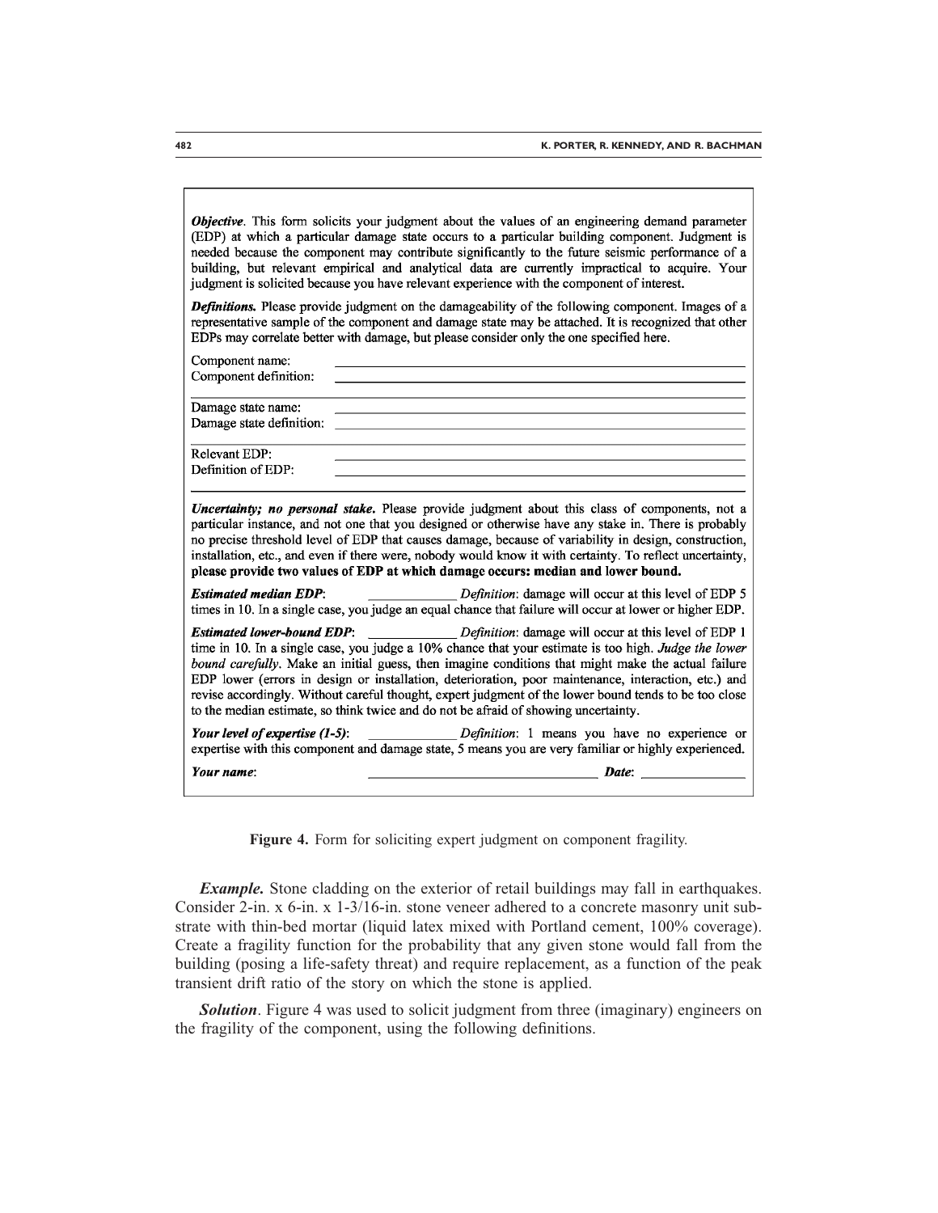*Objective*. This form solicits your judgment about the values of an engineering demand parameter (EDP) at which a particular damage state occurs to a particular building component. Judgment is needed because the component may contribute significantly to the future seismic performance of a building, but relevant empirical and analytical data are currently impractical to acquire. Your judgment is solicited because you have relevant experience with the component of interest.

***Definitions.*** Please provide judgment on the damageability of the following component. Images of a representative sample of the component and damage state may be attached. It is recognized that other EDPs may correlate better with damage, but please consider only the one specified here.

Component name: \_\_\_\_\_\_\_\_\_\_\_\_\_\_\_\_\_\_\_\_\_\_\_\_\_\_\_\_\_\_\_\_\_\_\_\_\_\_\_\_

Component definition: \_\_\_\_\_\_\_\_\_\_\_\_\_\_\_\_\_\_\_\_\_\_\_\_\_\_\_\_\_\_\_\_\_\_\_\_\_\_\_\_

Damage state name: \_\_\_\_\_\_\_\_\_\_\_\_\_\_\_\_\_\_\_\_\_\_\_\_\_\_\_\_\_\_\_\_\_\_\_\_\_\_\_\_

Damage state definition: \_\_\_\_\_\_\_\_\_\_\_\_\_\_\_\_\_\_\_\_\_\_\_\_\_\_\_\_\_\_\_\_\_\_\_\_\_\_\_\_

Relevant EDP: \_\_\_\_\_\_\_\_\_\_\_\_\_\_\_\_\_\_\_\_\_\_\_\_\_\_\_\_\_\_\_\_\_\_\_\_\_\_\_\_

Definition of EDP: \_\_\_\_\_\_\_\_\_\_\_\_\_\_\_\_\_\_\_\_\_\_\_\_\_\_\_\_\_\_\_\_\_\_\_\_\_\_\_\_

***Uncertainty; no personal stake.*** Please provide judgment about this class of components, not a particular instance, and not one that you designed or otherwise have any stake in. There is probably no precise threshold level of EDP that causes damage, because of variability in design, construction, installation, etc., and even if there were, nobody would know it with certainty. To reflect uncertainty, **please provide two values of EDP at which damage occurs: median and lower bound.**

***Estimated median EDP***: \_\_\_\_\_\_\_\_\_\_\_\_ *Definition*: damage will occur at this level of EDP 5 times in 10. In a single case, you judge an equal chance that failure will occur at lower or higher EDP.

***Estimated lower-bound EDP***: \_\_\_\_\_\_\_\_\_\_\_\_ *Definition*: damage will occur at this level of EDP 1 time in 10. In a single case, you judge a 10% chance that your estimate is too high. *Judge the lower bound carefully*. Make an initial guess, then imagine conditions that might make the actual failure EDP lower (errors in design or installation, deterioration, poor maintenance, interaction, etc.) and revise accordingly. Without careful thought, expert judgment of the lower bound tends to be too close to the median estimate, so think twice and do not be afraid of showing uncertainty.

***Your level of expertise (1-5)***: \_\_\_\_\_\_\_\_\_\_\_\_ *Definition*: 1 means you have no experience or expertise with this component and damage state, 5 means you are very familiar or highly experienced.

***Your name***: \_\_\_\_\_\_\_\_\_\_\_\_\_\_\_\_\_\_\_\_\_\_\_\_\_\_\_\_\_\_ ***Date***: \_\_\_\_\_\_\_\_\_\_\_\_

**Figure 4.** Form for soliciting expert judgment on component fragility.

***Example.*** Stone cladding on the exterior of retail buildings may fall in earthquakes. Consider 2-in. x 6-in. x 1-3/16-in. stone veneer adhered to a concrete masonry unit substrate with thin-bed mortar (liquid latex mixed with Portland cement, 100% coverage). Create a fragility function for the probability that any given stone would fall from the building (posing a life-safety threat) and require replacement, as a function of the peak transient drift ratio of the story on which the stone is applied.

***Solution***. Figure 4 was used to solicit judgment from three (imaginary) engineers on the fragility of the component, using the following definitions.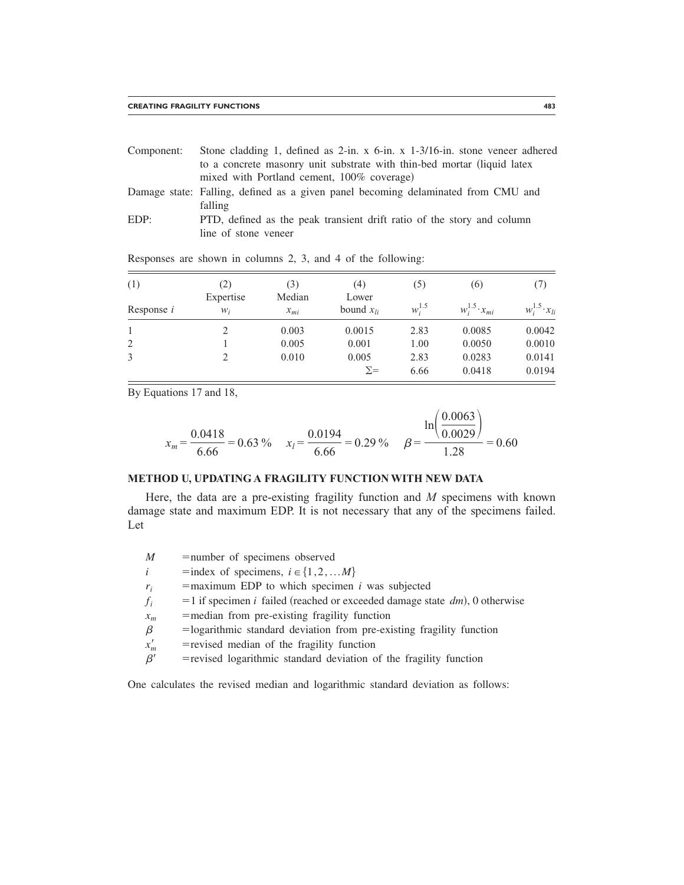Component: Stone cladding 1, defined as 2-in. x 6-in. x 1-3/16-in. stone veneer adhered to a concrete masonry unit substrate with thin-bed mortar (liquid latex mixed with Portland cement, 100% coverage)

Damage state: Falling, defined as a given panel becoming delaminated from CMU and falling

EDP: PTD, defined as the peak transient drift ratio of the story and column line of stone veneer

Responses are shown in columns 2, 3, and 4 of the following:

| (1) | (2) | (3) | (4) | (5) | (6) | (7) |
|---|---|---|---|---|---|---|
| Response $i$ | Expertise $w_i$ | Median $x_{mi}$ | Lower bound $x_{li}$ | $w_i^{1.5}$ | $w_i^{1.5} \cdot x_{mi}$ | $w_i^{1.5} \cdot x_{li}$ |
| 1 | 2 | 0.003 | 0.0015 | 2.83 | 0.0085 | 0.0042 |
| 2 | 1 | 0.005 | 0.001 | 1.00 | 0.0050 | 0.0010 |
| 3 | 2 | 0.010 | 0.005 | 2.83 | 0.0283 | 0.0141 |
| | | | $\Sigma=$ | 6.66 | 0.0418 | 0.0194 |

By Equations 17 and 18,

$$x_m = \frac{0.0418}{6.66} = 0.63\,\% \quad x_l = \frac{0.0194}{6.66} = 0.29\,\% \quad \beta = \frac{\ln\left(\dfrac{0.0063}{0.0029}\right)}{1.28} = 0.60$$

## METHOD U, UPDATING A FRAGILITY FUNCTION WITH NEW DATA

Here, the data are a pre-existing fragility function and $M$ specimens with known damage state and maximum EDP. It is not necessary that any of the specimens failed. Let

- $M$ = number of specimens observed
- $i$ = index of specimens, $i \in \{1, 2, \ldots M\}$
- $r_i$ = maximum EDP to which specimen $i$ was subjected
- $f_i$ = 1 if specimen $i$ failed (reached or exceeded damage state $dm$), 0 otherwise
- $x_m$ = median from pre-existing fragility function
- $\beta$ = logarithmic standard deviation from pre-existing fragility function
- $x'_m$ = revised median of the fragility function
- $\beta'$ = revised logarithmic standard deviation of the fragility function

One calculates the revised median and logarithmic standard deviation as follows: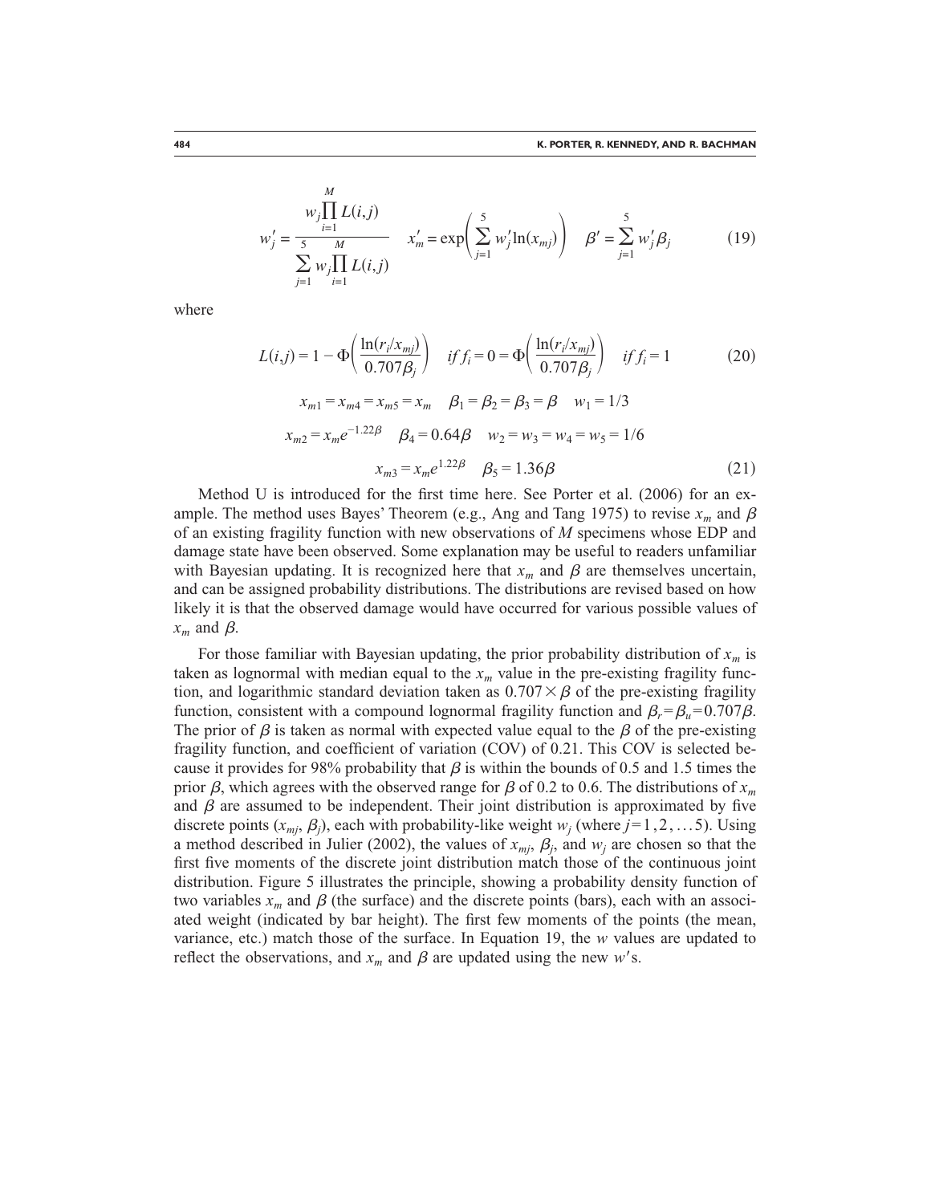$$w'_j = \frac{w_j \prod_{i=1}^{M} L(i,j)}{\sum_{j=1}^{5} w_j \prod_{i=1}^{M} L(i,j)} \quad x'_m = \exp\left(\sum_{j=1}^{5} w'_j \ln(x_{mj})\right) \quad \beta' = \sum_{j=1}^{5} w'_j \beta_j \tag{19}$$

where

$$L(i,j) = 1 - \Phi\left(\frac{\ln(r_i/x_{mj})}{0.707\beta_j}\right) \quad if\, f_i = 0 = \Phi\left(\frac{\ln(r_i/x_{mj})}{0.707\beta_j}\right) \quad if\, f_i = 1 \tag{20}$$

$$x_{m1} = x_{m4} = x_{m5} = x_m \quad \beta_1 = \beta_2 = \beta_3 = \beta \quad w_1 = 1/3$$

$$x_{m2} = x_m e^{-1.22\beta} \quad \beta_4 = 0.64\beta \quad w_2 = w_3 = w_4 = w_5 = 1/6$$

$$x_{m3} = x_m e^{1.22\beta} \quad \beta_5 = 1.36\beta \tag{21}$$

Method U is introduced for the first time here. See Porter et al. (2006) for an example. The method uses Bayes' Theorem (e.g., Ang and Tang 1975) to revise $x_m$ and $\beta$ of an existing fragility function with new observations of $M$ specimens whose EDP and damage state have been observed. Some explanation may be useful to readers unfamiliar with Bayesian updating. It is recognized here that $x_m$ and $\beta$ are themselves uncertain, and can be assigned probability distributions. The distributions are revised based on how likely it is that the observed damage would have occurred for various possible values of $x_m$ and $\beta$.

For those familiar with Bayesian updating, the prior probability distribution of $x_m$ is taken as lognormal with median equal to the $x_m$ value in the pre-existing fragility function, and logarithmic standard deviation taken as $0.707 \times \beta$ of the pre-existing fragility function, consistent with a compound lognormal fragility function and $\beta_r = \beta_u = 0.707\beta$. The prior of $\beta$ is taken as normal with expected value equal to the $\beta$ of the pre-existing fragility function, and coefficient of variation (COV) of 0.21. This COV is selected because it provides for 98% probability that $\beta$ is within the bounds of 0.5 and 1.5 times the prior $\beta$, which agrees with the observed range for $\beta$ of 0.2 to 0.6. The distributions of $x_m$ and $\beta$ are assumed to be independent. Their joint distribution is approximated by five discrete points ($x_{mj}$, $\beta_j$), each with probability-like weight $w_j$ (where $j = 1, 2, \ldots 5$). Using a method described in Julier (2002), the values of $x_{mj}$, $\beta_j$, and $w_j$ are chosen so that the first five moments of the discrete joint distribution match those of the continuous joint distribution. Figure 5 illustrates the principle, showing a probability density function of two variables $x_m$ and $\beta$ (the surface) and the discrete points (bars), each with an associated weight (indicated by bar height). The first few moments of the points (the mean, variance, etc.) match those of the surface. In Equation 19, the $w$ values are updated to reflect the observations, and $x_m$ and $\beta$ are updated using the new $w'$s.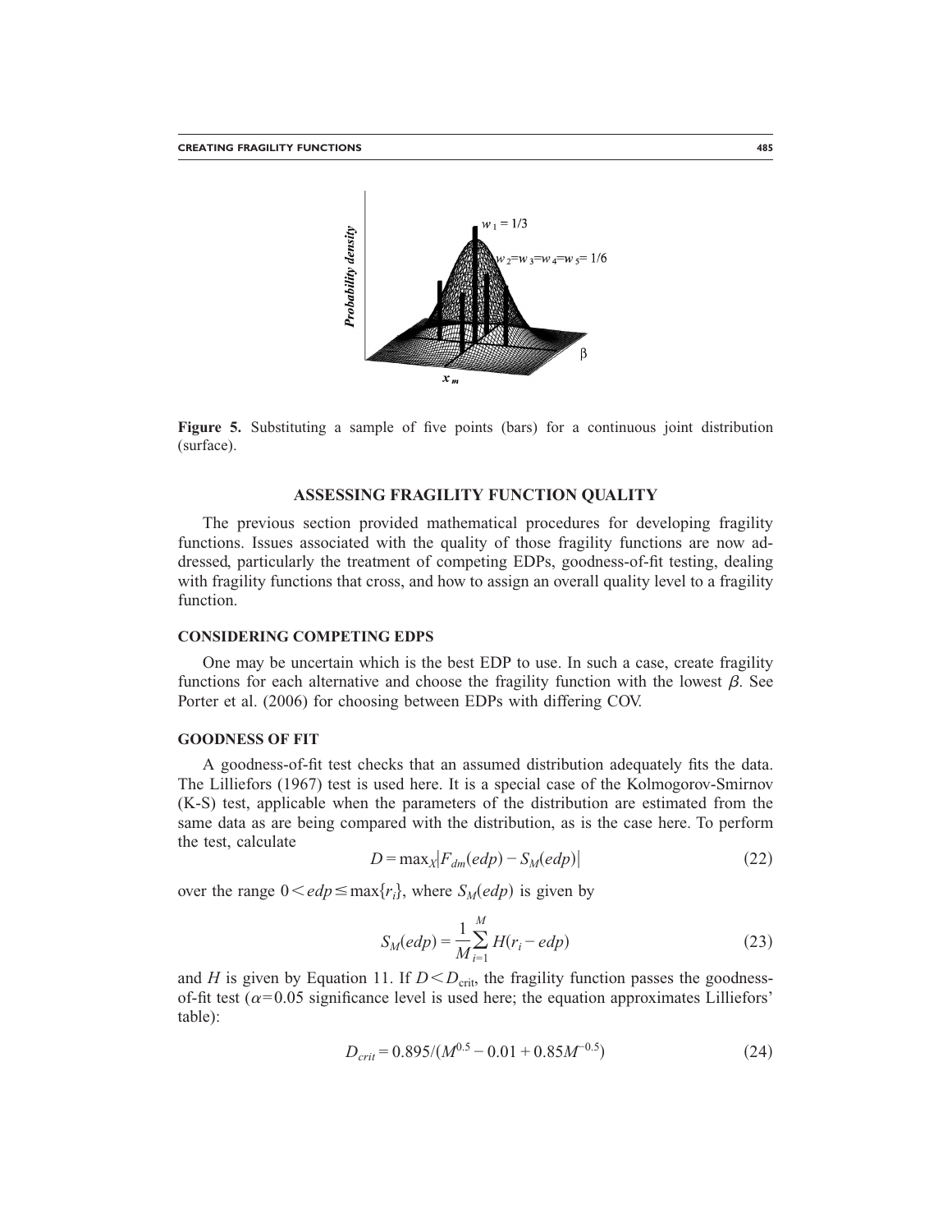**Figure 5.** Substituting a sample of five points (bars) for a continuous joint distribution (surface).

## ASSESSING FRAGILITY FUNCTION QUALITY

The previous section provided mathematical procedures for developing fragility functions. Issues associated with the quality of those fragility functions are now addressed, particularly the treatment of competing EDPs, goodness-of-fit testing, dealing with fragility functions that cross, and how to assign an overall quality level to a fragility function.

### CONSIDERING COMPETING EDPS

One may be uncertain which is the best EDP to use. In such a case, create fragility functions for each alternative and choose the fragility function with the lowest $\beta$. See Porter et al. (2006) for choosing between EDPs with differing COV.

### GOODNESS OF FIT

A goodness-of-fit test checks that an assumed distribution adequately fits the data. The Lilliefors (1967) test is used here. It is a special case of the Kolmogorov-Smirnov (K-S) test, applicable when the parameters of the distribution are estimated from the same data as are being compared with the distribution, as is the case here. To perform the test, calculate

$$D = \max_X |F_{dm}(edp) - S_M(edp)| \tag{22}$$

over the range $0 < edp \leq \max\{r_i\}$, where $S_M(edp)$ is given by

$$S_M(edp) = \frac{1}{M}\sum_{i=1}^{M} H(r_i - edp) \tag{23}$$

and $H$ is given by Equation 11. If $D < D_{crit}$, the fragility function passes the goodness-of-fit test ($\alpha = 0.05$ significance level is used here; the equation approximates Lilliefors' table):

$$D_{crit} = 0.895/(M^{0.5} - 0.01 + 0.85M^{-0.5}) \tag{24}$$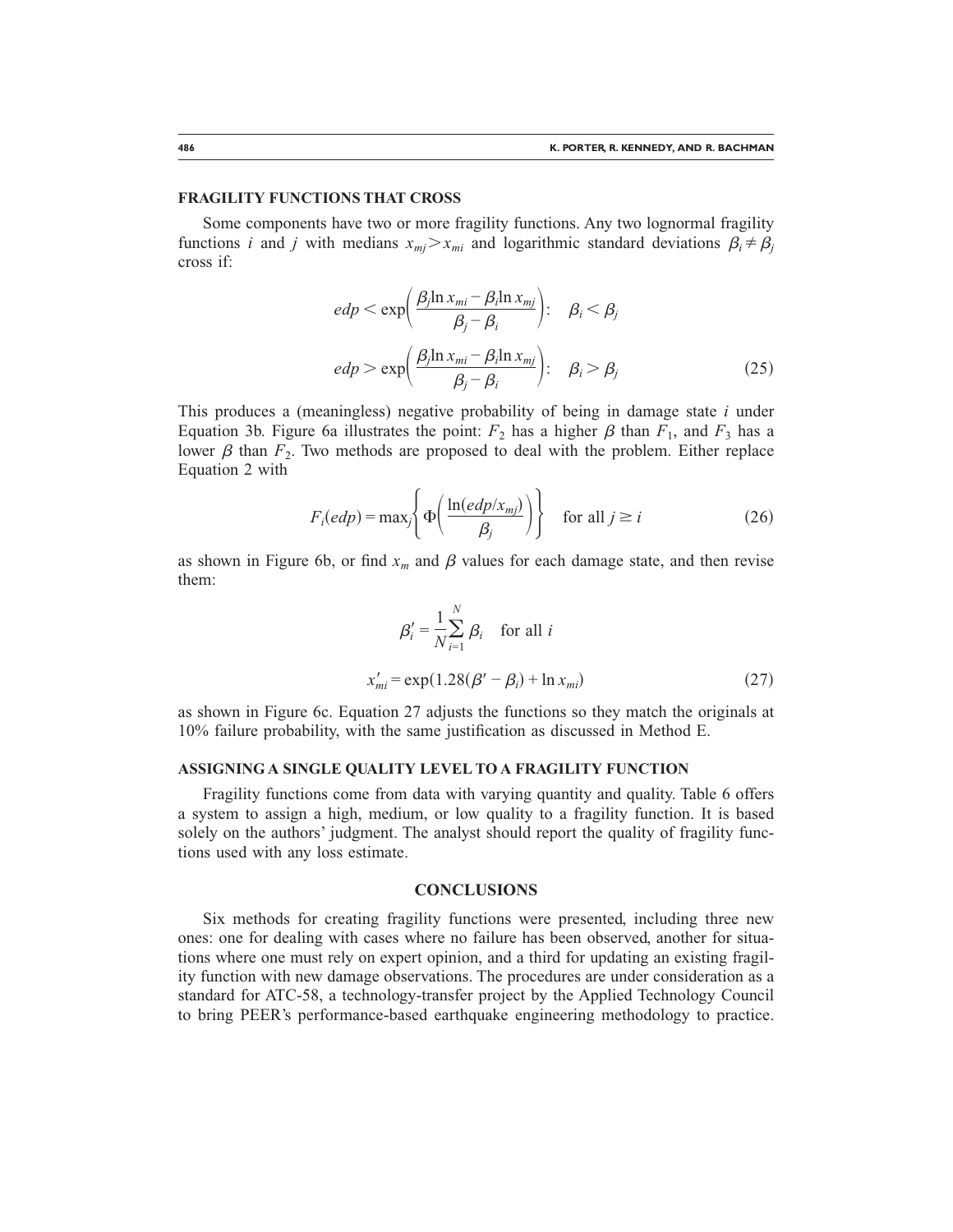## FRAGILITY FUNCTIONS THAT CROSS

Some components have two or more fragility functions. Any two lognormal fragility functions $i$ and $j$ with medians $x_{mj} > x_{mi}$ and logarithmic standard deviations $\beta_i \neq \beta_j$ cross if:

$$
\begin{aligned}
edp &< \exp\left(\frac{\beta_j \ln x_{mi} - \beta_i \ln x_{mj}}{\beta_j - \beta_i}\right): \quad \beta_i < \beta_j \\
edp &> \exp\left(\frac{\beta_j \ln x_{mi} - \beta_i \ln x_{mj}}{\beta_j - \beta_i}\right): \quad \beta_i > \beta_j
\end{aligned}
\tag{25}
$$

This produces a (meaningless) negative probability of being in damage state $i$ under Equation 3b. Figure 6a illustrates the point: $F_2$ has a higher $\beta$ than $F_1$, and $F_3$ has a lower $\beta$ than $F_2$. Two methods are proposed to deal with the problem. Either replace Equation 2 with

$$
F_i(edp) = \max_j \left\{ \Phi\left(\frac{\ln(edp/x_{mj})}{\beta_j}\right) \right\} \quad \text{for all } j \geq i \tag{26}
$$

as shown in Figure 6b, or find $x_m$ and $\beta$ values for each damage state, and then revise them:

$$
\begin{aligned}
\beta_i' &= \frac{1}{N}\sum_{i=1}^{N} \beta_i \quad \text{for all } i \\
x_{mi}' &= \exp(1.28(\beta' - \beta_i) + \ln x_{mi})
\end{aligned}
\tag{27}
$$

as shown in Figure 6c. Equation 27 adjusts the functions so they match the originals at 10% failure probability, with the same justification as discussed in Method E.

## ASSIGNING A SINGLE QUALITY LEVEL TO A FRAGILITY FUNCTION

Fragility functions come from data with varying quantity and quality. Table 6 offers a system to assign a high, medium, or low quality to a fragility function. It is based solely on the authors' judgment. The analyst should report the quality of fragility functions used with any loss estimate.

## CONCLUSIONS

Six methods for creating fragility functions were presented, including three new ones: one for dealing with cases where no failure has been observed, another for situations where one must rely on expert opinion, and a third for updating an existing fragility function with new damage observations. The procedures are under consideration as a standard for ATC-58, a technology-transfer project by the Applied Technology Council to bring PEER's performance-based earthquake engineering methodology to practice.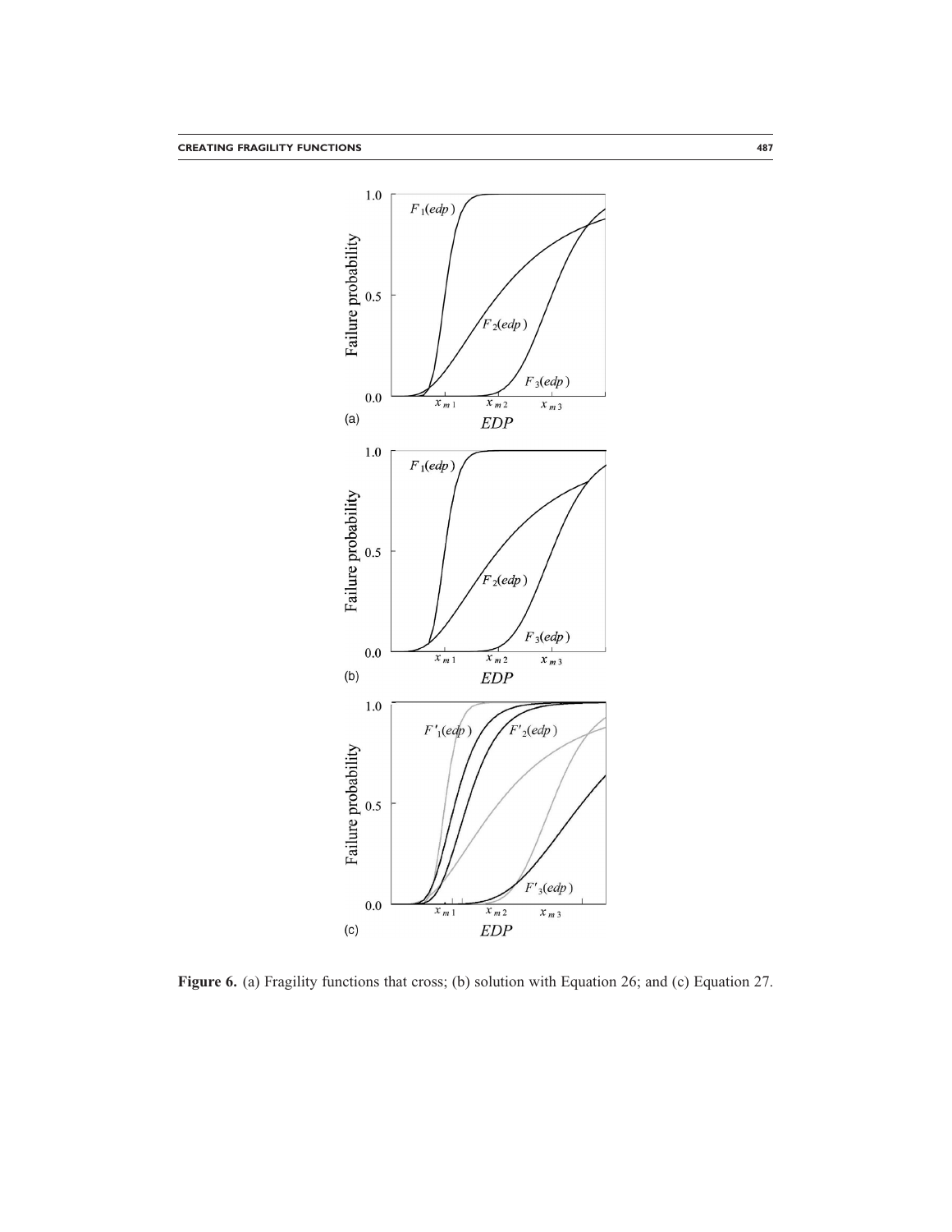**Figure 6.** (a) Fragility functions that cross; (b) solution with Equation 26; and (c) Equation 27.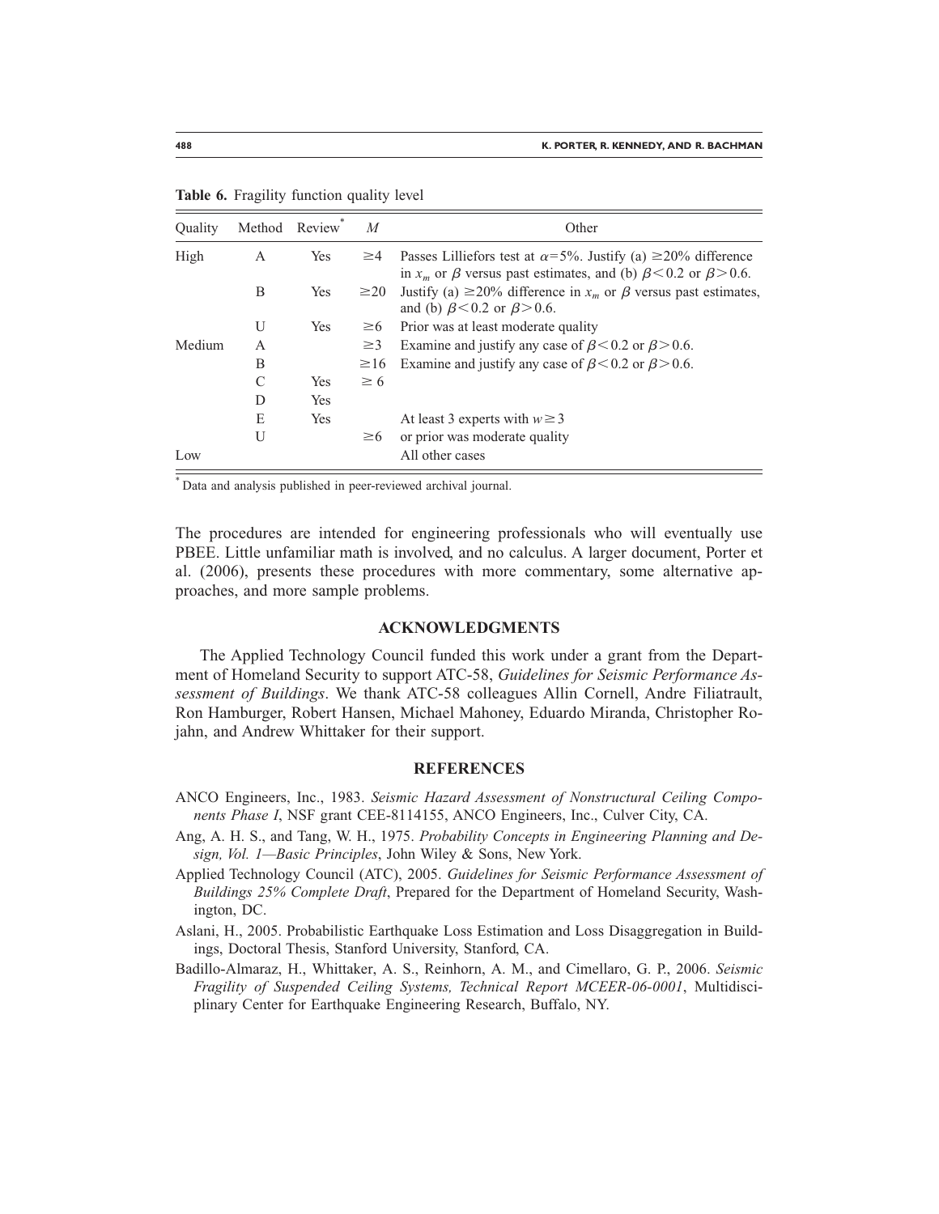**Table 6.** Fragility function quality level

| Quality | Method | Review* | $M$ | Other |
|---|---|---|---|---|
| High | A | Yes | $\geq 4$ | Passes Lilliefors test at $\alpha = 5\%$. Justify (a) $\geq 20\%$ difference in $x_m$ or $\beta$ versus past estimates, and (b) $\beta < 0.2$ or $\beta > 0.6$. |
| | B | Yes | $\geq 20$ | Justify (a) $\geq 20\%$ difference in $x_m$ or $\beta$ versus past estimates, and (b) $\beta < 0.2$ or $\beta > 0.6$. |
| | U | Yes | $\geq 6$ | Prior was at least moderate quality |
| Medium | A | | $\geq 3$ | Examine and justify any case of $\beta < 0.2$ or $\beta > 0.6$. |
| | B | | $\geq 16$ | Examine and justify any case of $\beta < 0.2$ or $\beta > 0.6$. |
| | C | Yes | $\geq 6$ | |
| | D | Yes | | |
| | E | Yes | | At least 3 experts with $w \geq 3$ |
| | U | | $\geq 6$ | or prior was moderate quality |
| Low | | | | All other cases |

\* Data and analysis published in peer-reviewed archival journal.

The procedures are intended for engineering professionals who will eventually use PBEE. Little unfamiliar math is involved, and no calculus. A larger document, Porter et al. (2006), presents these procedures with more commentary, some alternative approaches, and more sample problems.

## ACKNOWLEDGMENTS

The Applied Technology Council funded this work under a grant from the Department of Homeland Security to support ATC-58, *Guidelines for Seismic Performance Assessment of Buildings*. We thank ATC-58 colleagues Allin Cornell, Andre Filiatrault, Ron Hamburger, Robert Hansen, Michael Mahoney, Eduardo Miranda, Christopher Rojahn, and Andrew Whittaker for their support.

## REFERENCES

ANCO Engineers, Inc., 1983. *Seismic Hazard Assessment of Nonstructural Ceiling Components Phase I*, NSF grant CEE-8114155, ANCO Engineers, Inc., Culver City, CA.

Ang, A. H. S., and Tang, W. H., 1975. *Probability Concepts in Engineering Planning and Design, Vol. 1—Basic Principles*, John Wiley & Sons, New York.

Applied Technology Council (ATC), 2005. *Guidelines for Seismic Performance Assessment of Buildings 25% Complete Draft*, Prepared for the Department of Homeland Security, Washington, DC.

Aslani, H., 2005. Probabilistic Earthquake Loss Estimation and Loss Disaggregation in Buildings, Doctoral Thesis, Stanford University, Stanford, CA.

Badillo-Almaraz, H., Whittaker, A. S., Reinhorn, A. M., and Cimellaro, G. P., 2006. *Seismic Fragility of Suspended Ceiling Systems, Technical Report MCEER-06-0001*, Multidisciplinary Center for Earthquake Engineering Research, Buffalo, NY.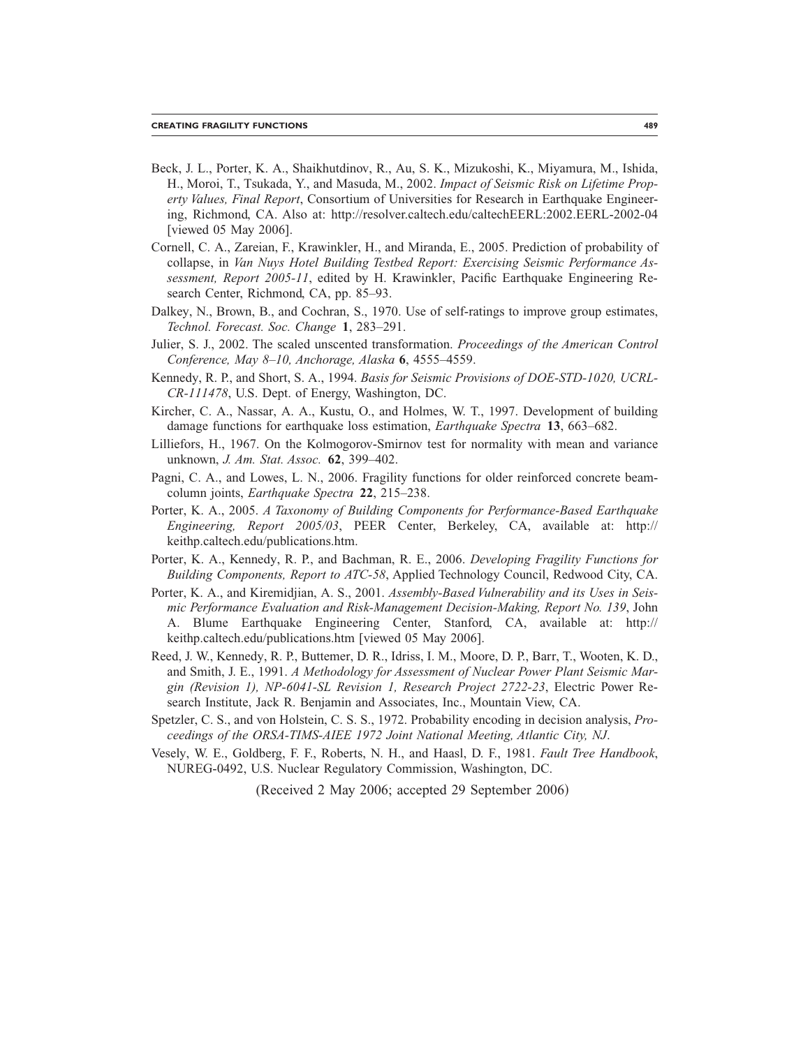Beck, J. L., Porter, K. A., Shaikhutdinov, R., Au, S. K., Mizukoshi, K., Miyamura, M., Ishida, H., Moroi, T., Tsukada, Y., and Masuda, M., 2002. *Impact of Seismic Risk on Lifetime Property Values, Final Report*, Consortium of Universities for Research in Earthquake Engineering, Richmond, CA. Also at: http://resolver.caltech.edu/caltechEERL:2002.EERL-2002-04 [viewed 05 May 2006].

Cornell, C. A., Zareian, F., Krawinkler, H., and Miranda, E., 2005. Prediction of probability of collapse, in *Van Nuys Hotel Building Testbed Report: Exercising Seismic Performance Assessment, Report 2005-11*, edited by H. Krawinkler, Pacific Earthquake Engineering Research Center, Richmond, CA, pp. 85–93.

Dalkey, N., Brown, B., and Cochran, S., 1970. Use of self-ratings to improve group estimates, *Technol. Forecast. Soc. Change* **1**, 283–291.

Julier, S. J., 2002. The scaled unscented transformation. *Proceedings of the American Control Conference, May 8–10, Anchorage, Alaska* **6**, 4555–4559.

Kennedy, R. P., and Short, S. A., 1994. *Basis for Seismic Provisions of DOE-STD-1020, UCRL-CR-111478*, U.S. Dept. of Energy, Washington, DC.

Kircher, C. A., Nassar, A. A., Kustu, O., and Holmes, W. T., 1997. Development of building damage functions for earthquake loss estimation, *Earthquake Spectra* **13**, 663–682.

Lilliefors, H., 1967. On the Kolmogorov-Smirnov test for normality with mean and variance unknown, *J. Am. Stat. Assoc.* **62**, 399–402.

Pagni, C. A., and Lowes, L. N., 2006. Fragility functions for older reinforced concrete beam-column joints, *Earthquake Spectra* **22**, 215–238.

Porter, K. A., 2005. *A Taxonomy of Building Components for Performance-Based Earthquake Engineering, Report 2005/03*, PEER Center, Berkeley, CA, available at: http://keithp.caltech.edu/publications.htm.

Porter, K. A., Kennedy, R. P., and Bachman, R. E., 2006. *Developing Fragility Functions for Building Components, Report to ATC-58*, Applied Technology Council, Redwood City, CA.

Porter, K. A., and Kiremidjian, A. S., 2001. *Assembly-Based Vulnerability and its Uses in Seismic Performance Evaluation and Risk-Management Decision-Making, Report No. 139*, John A. Blume Earthquake Engineering Center, Stanford, CA, available at: http://keithp.caltech.edu/publications.htm [viewed 05 May 2006].

Reed, J. W., Kennedy, R. P., Buttemer, D. R., Idriss, I. M., Moore, D. P., Barr, T., Wooten, K. D., and Smith, J. E., 1991. *A Methodology for Assessment of Nuclear Power Plant Seismic Margin (Revision 1), NP-6041-SL Revision 1, Research Project 2722-23*, Electric Power Research Institute, Jack R. Benjamin and Associates, Inc., Mountain View, CA.

Spetzler, C. S., and von Holstein, C. S. S., 1972. Probability encoding in decision analysis, *Proceedings of the ORSA-TIMS-AIEE 1972 Joint National Meeting, Atlantic City, NJ*.

Vesely, W. E., Goldberg, F. F., Roberts, N. H., and Haasl, D. F., 1981. *Fault Tree Handbook*, NUREG-0492, U.S. Nuclear Regulatory Commission, Washington, DC.

(Received 2 May 2006; accepted 29 September 2006)